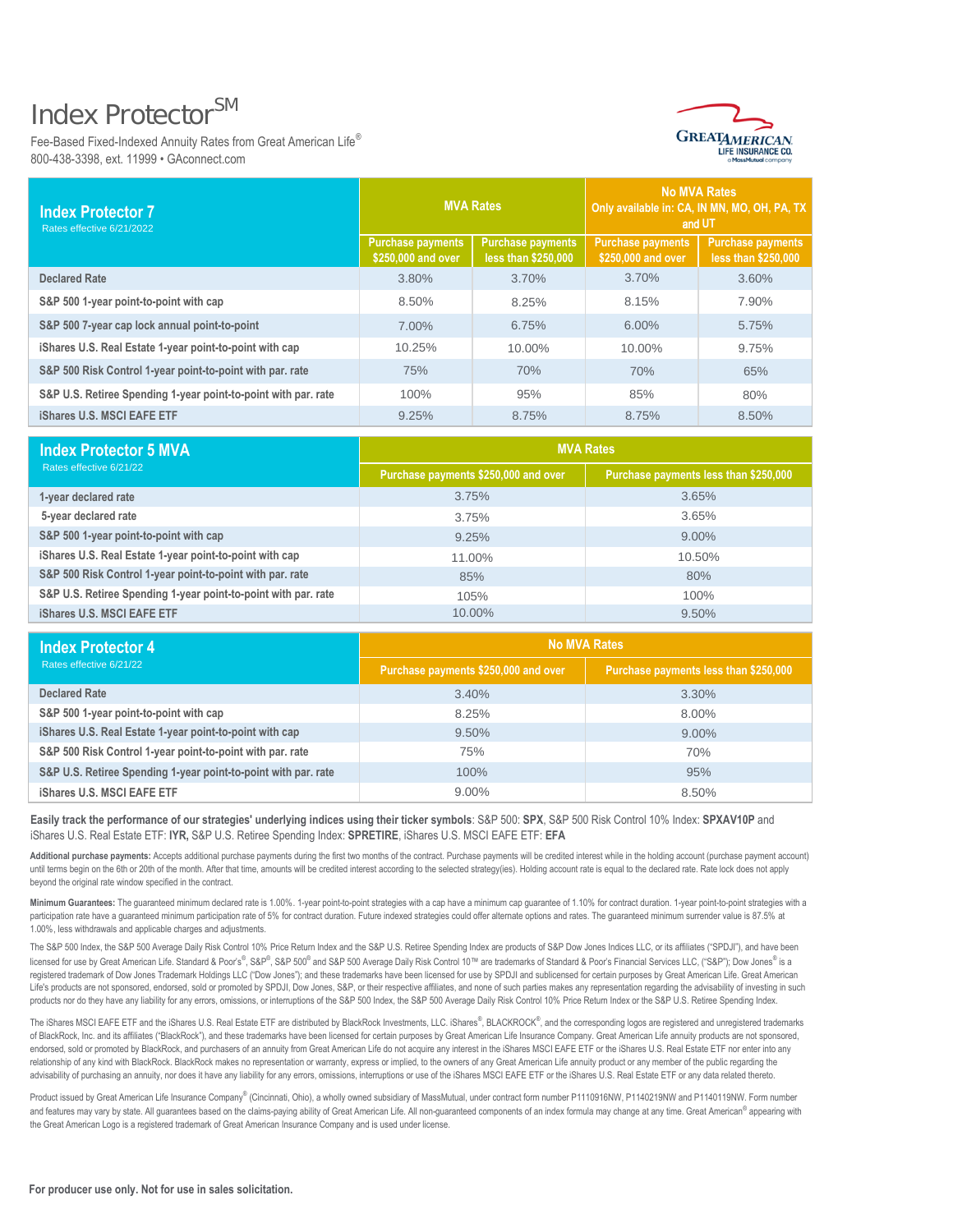# Index Protector℠

Fee-Based Fixed-Indexed Annuity Rates from Great American Life®
800-438-3398, ext. 11999 • GAconnect.com

| Index Protector 7<br>Rates effective 6/21/2022 | MVA Rates | | No MVA Rates<br>Only available in: CA, IN MN, MO, OH, PA, TX and UT | |
|---|---|---|---|---|
| | Purchase payments $250,000 and over | Purchase payments less than $250,000 | Purchase payments $250,000 and over | Purchase payments less than $250,000 |
| Declared Rate | 3.80% | 3.70% | 3.70% | 3.60% |
| S&P 500 1-year point-to-point with cap | 8.50% | 8.25% | 8.15% | 7.90% |
| S&P 500 7-year cap lock annual point-to-point | 7.00% | 6.75% | 6.00% | 5.75% |
| iShares U.S. Real Estate 1-year point-to-point with cap | 10.25% | 10.00% | 10.00% | 9.75% |
| S&P 500 Risk Control 1-year point-to-point with par. rate | 75% | 70% | 70% | 65% |
| S&P U.S. Retiree Spending 1-year point-to-point with par. rate | 100% | 95% | 85% | 80% |
| iShares U.S. MSCI EAFE ETF | 9.25% | 8.75% | 8.75% | 8.50% |

| Index Protector 5 MVA<br>Rates effective 6/21/22 | MVA Rates | |
|---|---|---|
| | Purchase payments $250,000 and over | Purchase payments less than $250,000 |
| 1-year declared rate | 3.75% | 3.65% |
| 5-year declared rate | 3.75% | 3.65% |
| S&P 500 1-year point-to-point with cap | 9.25% | 9.00% |
| iShares U.S. Real Estate 1-year point-to-point with cap | 11.00% | 10.50% |
| S&P 500 Risk Control 1-year point-to-point with par. rate | 85% | 80% |
| S&P U.S. Retiree Spending 1-year point-to-point with par. rate | 105% | 100% |
| iShares U.S. MSCI EAFE ETF | 10.00% | 9.50% |

| Index Protector 4<br>Rates effective 6/21/22 | No MVA Rates | |
|---|---|---|
| | Purchase payments $250,000 and over | Purchase payments less than $250,000 |
| Declared Rate | 3.40% | 3.30% |
| S&P 500 1-year point-to-point with cap | 8.25% | 8.00% |
| iShares U.S. Real Estate 1-year point-to-point with cap | 9.50% | 9.00% |
| S&P 500 Risk Control 1-year point-to-point with par. rate | 75% | 70% |
| S&P U.S. Retiree Spending 1-year point-to-point with par. rate | 100% | 95% |
| iShares U.S. MSCI EAFE ETF | 9.00% | 8.50% |

**Easily track the performance of our strategies' underlying indices using their ticker symbols**: S&P 500: **SPX**, S&P 500 Risk Control 10% Index: **SPXAV10P** and iShares U.S. Real Estate ETF: **IYR,** S&P U.S. Retiree Spending Index: **SPRETIRE**, iShares U.S. MSCI EAFE ETF: **EFA**

**Additional purchase payments:** Accepts additional purchase payments during the first two months of the contract. Purchase payments will be credited interest while in the holding account (purchase payment account) until terms begin on the 6th or 20th of the month. After that time, amounts will be credited interest according to the selected strategy(ies). Holding account rate is equal to the declared rate. Rate lock does not apply beyond the original rate window specified in the contract.

**Minimum Guarantees:** The guaranteed minimum declared rate is 1.00%. 1-year point-to-point strategies with a cap have a minimum cap guarantee of 1.10% for contract duration. 1-year point-to-point strategies with a participation rate have a guaranteed minimum participation rate of 5% for contract duration. Future indexed strategies could offer alternate options and rates. The guaranteed minimum surrender value is 87.5% at 1.00%, less withdrawals and applicable charges and adjustments.

The S&P 500 Index, the S&P 500 Average Daily Risk Control 10% Price Return Index and the S&P U.S. Retiree Spending Index are products of S&P Dow Jones Indices LLC, or its affiliates ("SPDJI"), and have been licensed for use by Great American Life. Standard & Poor's®, S&P®, S&P 500® and S&P 500 Average Daily Risk Control 10™ are trademarks of Standard & Poor's Financial Services LLC, ("S&P"); Dow Jones® is a registered trademark of Dow Jones Trademark Holdings LLC ("Dow Jones"); and these trademarks have been licensed for use by SPDJI and sublicensed for certain purposes by Great American Life. Great American Life's products are not sponsored, endorsed, sold or promoted by SPDJI, Dow Jones, S&P, or their respective affiliates, and none of such parties makes any representation regarding the advisability of investing in such products nor do they have any liability for any errors, omissions, or interruptions of the S&P 500 Index, the S&P 500 Average Daily Risk Control 10% Price Return Index or the S&P U.S. Retiree Spending Index.

The iShares MSCI EAFE ETF and the iShares U.S. Real Estate ETF are distributed by BlackRock Investments, LLC. iShares®, BLACKROCK®, and the corresponding logos are registered and unregistered trademarks of BlackRock, Inc. and its affiliates ("BlackRock"), and these trademarks have been licensed for certain purposes by Great American Life Insurance Company. Great American Life annuity products are not sponsored, endorsed, sold or promoted by BlackRock, and purchasers of an annuity from Great American Life do not acquire any interest in the iShares MSCI EAFE ETF or the iShares U.S. Real Estate ETF nor enter into any relationship of any kind with BlackRock. BlackRock makes no representation or warranty, express or implied, to the owners of any Great American Life annuity product or any member of the public regarding the advisability of purchasing an annuity, nor does it have any liability for any errors, omissions, interruptions or use of the iShares MSCI EAFE ETF or the iShares U.S. Real Estate ETF or any data related thereto.

Product issued by Great American Life Insurance Company® (Cincinnati, Ohio), a wholly owned subsidiary of MassMutual, under contract form number P1110916NW, P1140219NW and P1140119NW. Form number and features may vary by state. All guarantees based on the claims-paying ability of Great American Life. All non-guaranteed components of an index formula may change at any time. Great American® appearing with the Great American Logo is a registered trademark of Great American Insurance Company and is used under license.

**For producer use only. Not for use in sales solicitation.**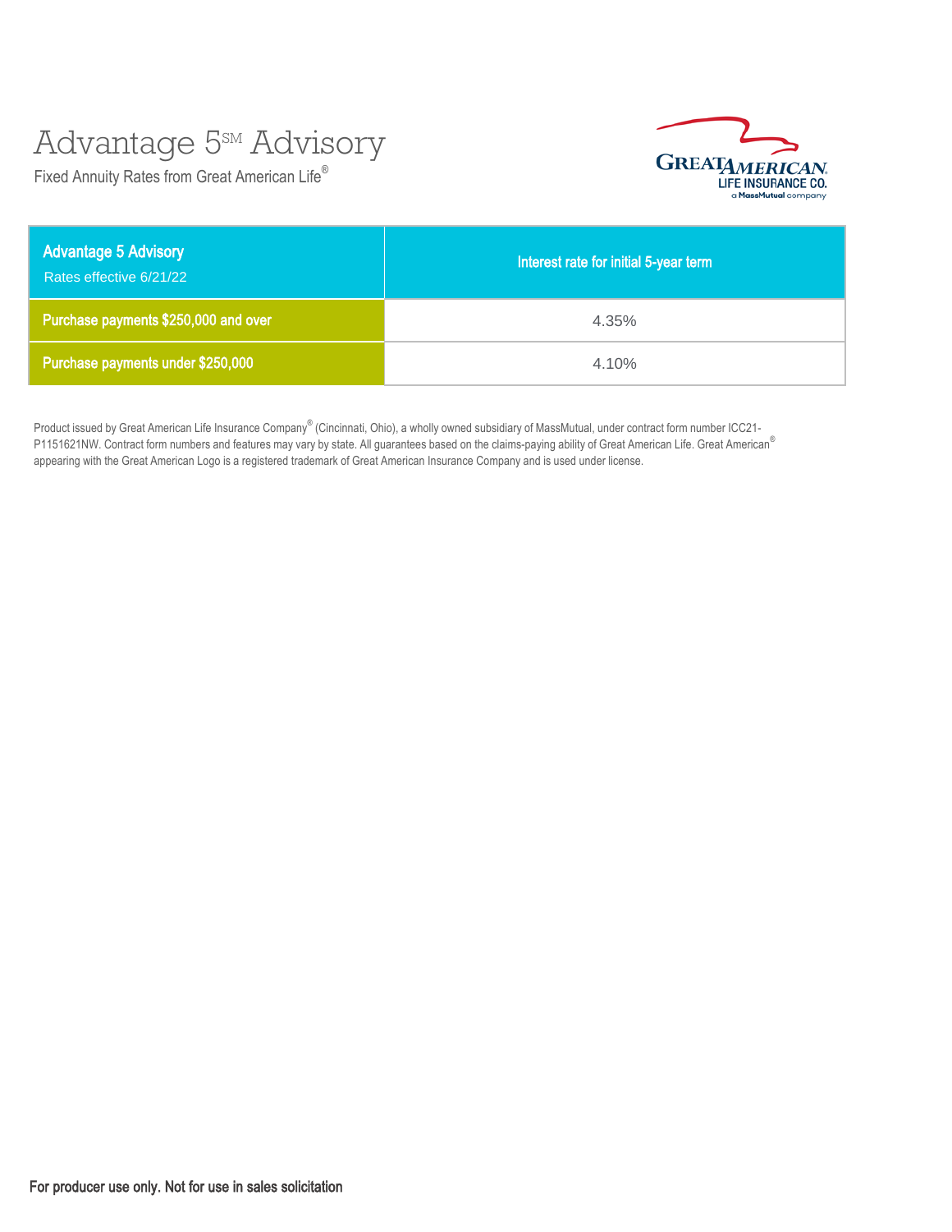# Advantage 5℠ Advisory

Fixed Annuity Rates from Great American Life®

GREAT AMERICAN LIFE INSURANCE CO.
a MassMutual company

| Advantage 5 Advisory<br>Rates effective 6/21/22 | Interest rate for initial 5-year term |
|---|---|
| Purchase payments $250,000 and over | 4.35% |
| Purchase payments under $250,000 | 4.10% |

Product issued by Great American Life Insurance Company® (Cincinnati, Ohio), a wholly owned subsidiary of MassMutual, under contract form number ICC21-P1151621NW. Contract form numbers and features may vary by state. All guarantees based on the claims-paying ability of Great American Life. Great American® appearing with the Great American Logo is a registered trademark of Great American Insurance Company and is used under license.

For producer use only. Not for use in sales solicitation